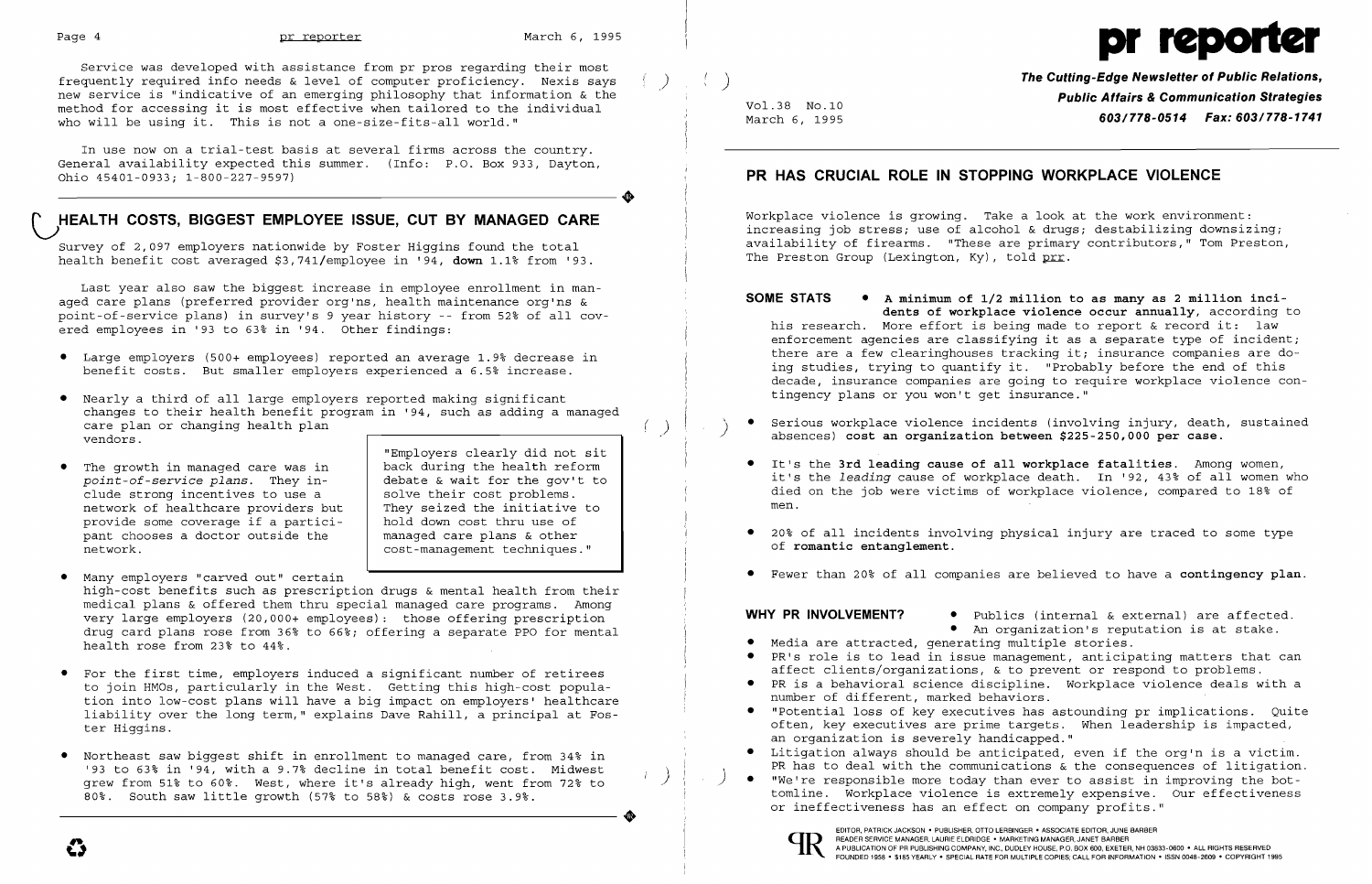Service was developed with assistance from pr pros regarding their most frequently required info needs & level of computer proficiency. Nexis says new service is "indicative of an emerging philosophy that information & the method for accessing it is most effective when tailored to the individual who will be using it. This is not a one-size-fits-all world."

In use now on a trial-test basis at several firms across the country. General availability expected this summer. (Info: P.O. Box 933, Dayton, Ohio 45401-0933; 1-800-227-9597)

## HEALTH COSTS, BIGGEST EMPLOYEE ISSUE, CUT BY MANAGED CARE

Survey of 2,097 employers nationwide by Foster Higgins found the total health benefit cost averaged $3,741/employee in '94, **down** 1.1% from '93.

Last year also saw the biggest increase in employee enrollment in managed care plans (preferred provider org'ns, health maintenance org'ns & point-of-service plans) in survey's 9 year history -- from 52% of all covered employees in '93 to 63% in '94. Other findings:

- Large employers (500+ employees) reported an average 1.9% decrease in benefit costs. But smaller employers experienced a 6.5% increase.
- Nearly a third of all large employers reported making significant changes to their health benefit program in '94, such as adding a managed care plan or changing health plan vendors.
- The growth in managed care was in *point-of-service plans*. They include strong incentives to use a network of healthcare providers but provide some coverage if a participant chooses a doctor outside the network.

> "Employers clearly did not sit back during the health reform debate & wait for the gov't to solve their cost problems. They seized the initiative to hold down cost thru use of managed care plans & other cost-management techniques."

- Many employers "carved out" certain high-cost benefits such as prescription drugs & mental health from their medical plans & offered them thru special managed care programs. Among very large employers (20,000+ employees): those offering prescription drug card plans rose from 36% to 66%; offering a separate PPO for mental health rose from 23% to 44%.
- For the first time, employers induced a significant number of retirees to join HMOs, particularly in the West. Getting this high-cost population into low-cost plans will have a big impact on employers' healthcare liability over the long term," explains Dave Rahill, a principal at Foster Higgins.
- Northeast saw biggest shift in enrollment to managed care, from 34% in '93 to 63% in '94, with a 9.7% decline in total benefit cost. Midwest grew from 51% to 60%. West, where it's already high, went from 72% to 80%. South saw little growth (57% to 58%) & costs rose 3.9%.

# pr reporter

**The Cutting-Edge Newsletter of Public Relations, Public Affairs & Communication Strategies**
**603/778-0514 Fax: 603/778-1741**

Vol.38 No.10
March 6, 1995

## PR HAS CRUCIAL ROLE IN STOPPING WORKPLACE VIOLENCE

Workplace violence is growing. Take a look at the work environment: increasing job stress; use of alcohol & drugs; destabilizing downsizing; availability of firearms. "These are primary contributors," Tom Preston, The Preston Group (Lexington, Ky), told prr.

**SOME STATS**

- **A minimum of 1/2 million to as many as 2 million incidents of workplace violence occur annually**, according to his research. More effort is being made to report & record it: law enforcement agencies are classifying it as a separate type of incident; there are a few clearinghouses tracking it; insurance companies are doing studies, trying to quantify it. "Probably before the end of this decade, insurance companies are going to require workplace violence contingency plans or you won't get insurance."
- Serious workplace violence incidents (involving injury, death, sustained absences) **cost an organization between $225-250,000 per case.**
- It's the **3rd leading cause of all workplace fatalities.** Among women, it's the *leading* cause of workplace death. In '92, 43% of all women who died on the job were victims of workplace violence, compared to 18% of men.
- 20% of all incidents involving physical injury are traced to some type of **romantic entanglement.**
- Fewer than 20% of all companies are believed to have a **contingency plan.**

**WHY PR INVOLVEMENT?**

- Publics (internal & external) are affected.
- An organization's reputation is at stake.
- Media are attracted, generating multiple stories.
- PR's role is to lead in issue management, anticipating matters that can affect clients/organizations, & to prevent or respond to problems.
- PR is a behavioral science discipline. Workplace violence deals with a number of different, marked behaviors.
- "Potential loss of key executives has astounding pr implications. Quite often, key executives are prime targets. When leadership is impacted, an organization is severely handicapped."
- Litigation always should be anticipated, even if the org'n is a victim. PR has to deal with the communications & the consequences of litigation.
- "We're responsible more today than ever to assist in improving the bottomline. Workplace violence is extremely expensive. Our effectiveness or ineffectiveness has an effect on company profits."

EDITOR, PATRICK JACKSON • PUBLISHER, OTTO LERBINGER • ASSOCIATE EDITOR, JUNE BARBER
READER SERVICE MANAGER, LAURIE ELDRIDGE • MARKETING MANAGER, JANET BARBER
A PUBLICATION OF PR PUBLISHING COMPANY, INC., DUDLEY HOUSE, P.O. BOX 600, EXETER, NH 03833-0600 • ALL RIGHTS RESERVED
FOUNDED 1958 • $185 YEARLY • SPECIAL RATE FOR MULTIPLE COPIES: CALL FOR INFORMATION • ISSN 0048-2609 • COPYRIGHT 1995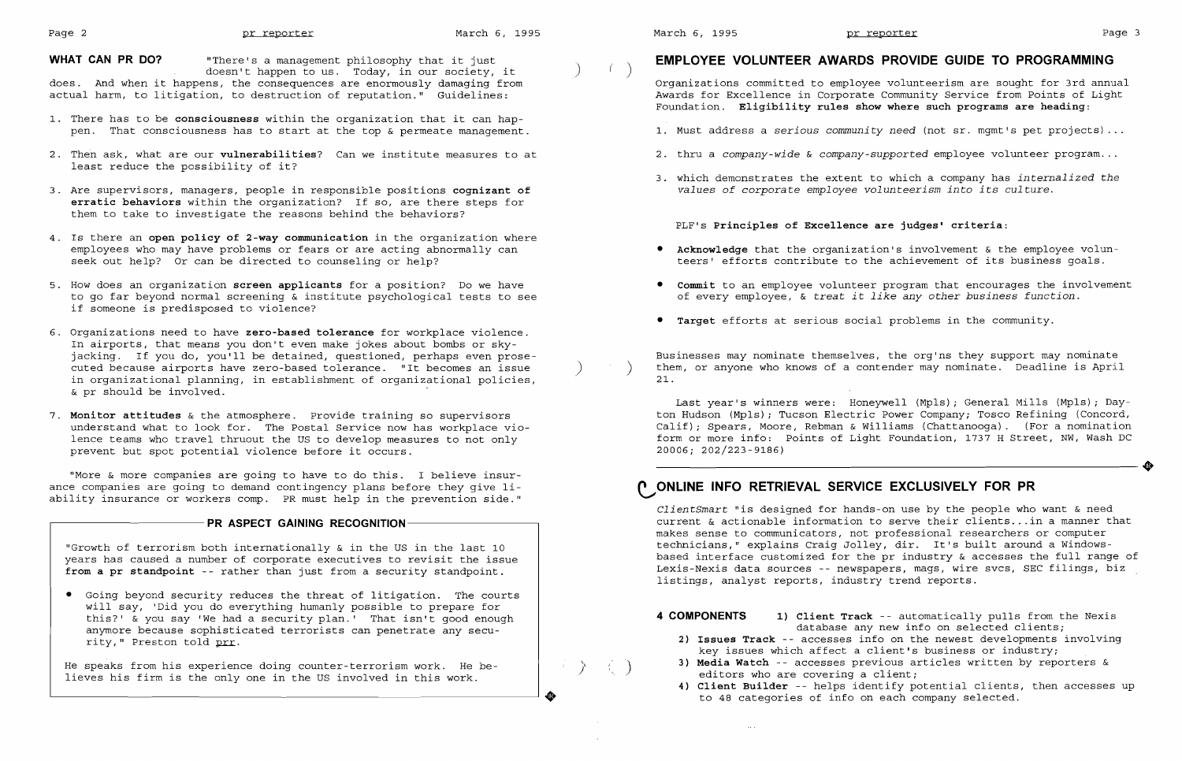**WHAT CAN PR DO?** "There's a management philosophy that it just doesn't happen to us. Today, in our society, it does. And when it happens, the consequences are enormously damaging from actual harm, to litigation, to destruction of reputation." Guidelines:

1. There has to be **consciousness** within the organization that it can happen. That consciousness has to start at the top & permeate management.

2. Then ask, what are our **vulnerabilities**? Can we institute measures to at least reduce the possibility of it?

3. Are supervisors, managers, people in responsible positions **cognizant of erratic behaviors** within the organization? If so, are there steps for them to take to investigate the reasons behind the behaviors?

4. Is there an **open policy of 2-way communication** in the organization where employees who may have problems or fears or are acting abnormally can seek out help? Or can be directed to counseling or help?

5. How does an organization **screen applicants** for a position? Do we have to go far beyond normal screening & institute psychological tests to see if someone is predisposed to violence?

6. Organizations need to have **zero-based tolerance** for workplace violence. In airports, that means you don't even make jokes about bombs or skyjacking. If you do, you'll be detained, questioned, perhaps even prosecuted because airports have zero-based tolerance. "It becomes an issue in organizational planning, in establishment of organizational policies, & pr should be involved.

7. **Monitor attitudes** & the atmosphere. Provide training so supervisors understand what to look for. The Postal Service now has workplace violence teams who travel thruout the US to develop measures to not only prevent but spot potential violence before it occurs.

"More & more companies are going to have to do this. I believe insurance companies are going to demand contingency plans before they give liability insurance or workers comp. PR must help in the prevention side."

### PR ASPECT GAINING RECOGNITION

"Growth of terrorism both internationally & in the US in the last 10 years has caused a number of corporate executives to revisit the issue **from a pr standpoint** -- rather than just from a security standpoint.

- Going beyond security reduces the threat of litigation. The courts will say, 'Did you do everything humanly possible to prepare for this?' & you say 'We had a security plan.' That isn't good enough anymore because sophisticated terrorists can penetrate any security," Preston told prr.

He speaks from his experience doing counter-terrorism work. He believes his firm is the only one in the US involved in this work.

## EMPLOYEE VOLUNTEER AWARDS PROVIDE GUIDE TO PROGRAMMING

Organizations committed to employee volunteerism are sought for 3rd annual Awards for Excellence in Corporate Community Service from Points of Light Foundation. **Eligibility rules show where such programs are heading**:

1. Must address a *serious community need* (not sr. mgmt's pet projects)...

2. thru a *company-wide & company-supported* employee volunteer program...

3. which demonstrates the extent to which a company has *internalized the values of corporate employee volunteerism into its culture.*

PLF's **Principles of Excellence are judges' criteria**:

- **Acknowledge** that the organization's involvement & the employee volunteers' efforts contribute to the achievement of its business goals.
- **Commit** to an employee volunteer program that encourages the involvement of every employee, & *treat it like any other business function.*
- **Target** efforts at serious social problems in the community.

Businesses may nominate themselves, the org'ns they support may nominate them, or anyone who knows of a contender may nominate. Deadline is April 21.

Last year's winners were: Honeywell (Mpls); General Mills (Mpls); Dayton Hudson (Mpls); Tucson Electric Power Company; Tosco Refining (Concord, Calif); Spears, Moore, Rebman & Williams (Chattanooga). (For a nomination form or more info: Points of Light Foundation, 1737 H Street, NW, Wash DC 20006; 202/223-9186)

## ONLINE INFO RETRIEVAL SERVICE EXCLUSIVELY FOR PR

*ClientSmart* "is designed for hands-on use by the people who want & need current & actionable information to serve their clients...in a manner that makes sense to communicators, not professional researchers or computer technicians," explains Craig Jolley, dir. It's built around a Windows-based interface customized for the pr industry & accesses the full range of Lexis-Nexis data sources -- newspapers, mags, wire svcs, SEC filings, biz listings, analyst reports, industry trend reports.

**4 COMPONENTS**
1) **Client Track** -- automatically pulls from the Nexis database any new info on selected clients;
2) **Issues Track** -- accesses info on the newest developments involving key issues which affect a client's business or industry;
3) **Media Watch** -- accesses previous articles written by reporters & editors who are covering a client;
4) **Client Builder** -- helps identify potential clients, then accesses up to 48 categories of info on each company selected.